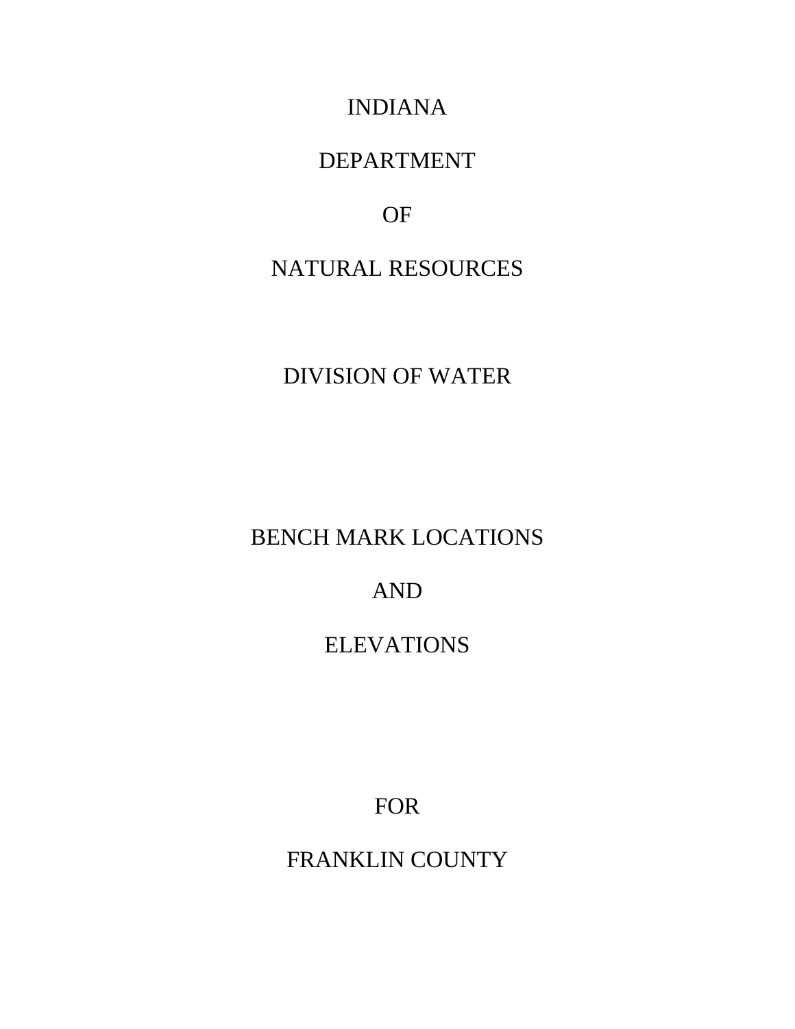# INDIANA

# DEPARTMENT

# OF

# NATURAL RESOURCES

## DIVISION OF WATER

## BENCH MARK LOCATIONS

## AND

## ELEVATIONS

## FOR

## FRANKLIN COUNTY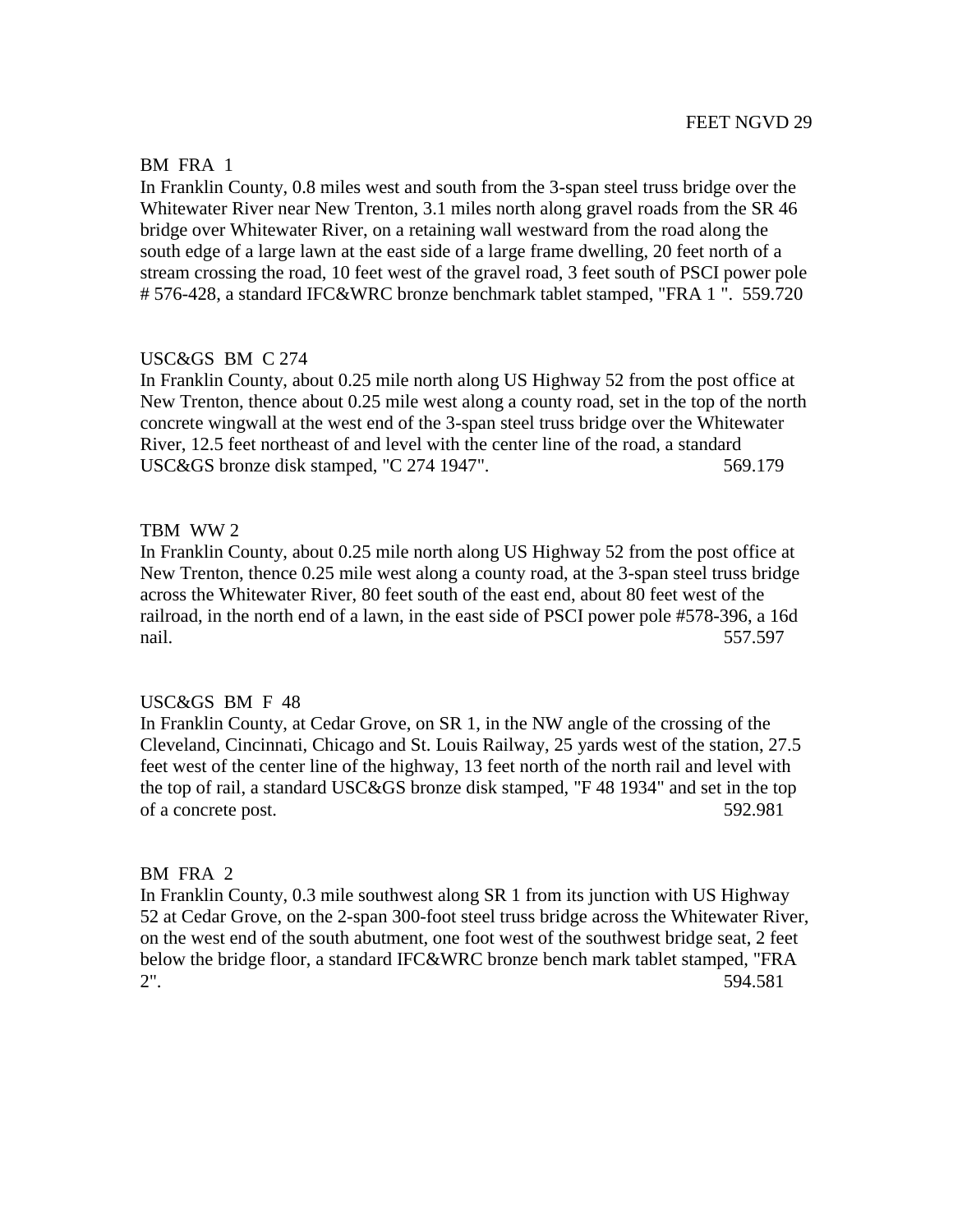FEET NGVD 29

BM FRA 1

In Franklin County, 0.8 miles west and south from the 3-span steel truss bridge over the Whitewater River near New Trenton, 3.1 miles north along gravel roads from the SR 46 bridge over Whitewater River, on a retaining wall westward from the road along the south edge of a large lawn at the east side of a large frame dwelling, 20 feet north of a stream crossing the road, 10 feet west of the gravel road, 3 feet south of PSCI power pole # 576-428, a standard IFC&WRC bronze benchmark tablet stamped, "FRA 1 ". 559.720

USC&GS BM C 274

In Franklin County, about 0.25 mile north along US Highway 52 from the post office at New Trenton, thence about 0.25 mile west along a county road, set in the top of the north concrete wingwall at the west end of the 3-span steel truss bridge over the Whitewater River, 12.5 feet northeast of and level with the center line of the road, a standard USC&GS bronze disk stamped, "C 274 1947". 569.179

TBM WW 2

In Franklin County, about 0.25 mile north along US Highway 52 from the post office at New Trenton, thence 0.25 mile west along a county road, at the 3-span steel truss bridge across the Whitewater River, 80 feet south of the east end, about 80 feet west of the railroad, in the north end of a lawn, in the east side of PSCI power pole #578-396, a 16d nail. 557.597

USC&GS BM F 48

In Franklin County, at Cedar Grove, on SR 1, in the NW angle of the crossing of the Cleveland, Cincinnati, Chicago and St. Louis Railway, 25 yards west of the station, 27.5 feet west of the center line of the highway, 13 feet north of the north rail and level with the top of rail, a standard USC&GS bronze disk stamped, "F 48 1934" and set in the top of a concrete post. 592.981

BM FRA 2

In Franklin County, 0.3 mile southwest along SR 1 from its junction with US Highway 52 at Cedar Grove, on the 2-span 300-foot steel truss bridge across the Whitewater River, on the west end of the south abutment, one foot west of the southwest bridge seat, 2 feet below the bridge floor, a standard IFC&WRC bronze bench mark tablet stamped, "FRA 2". 594.581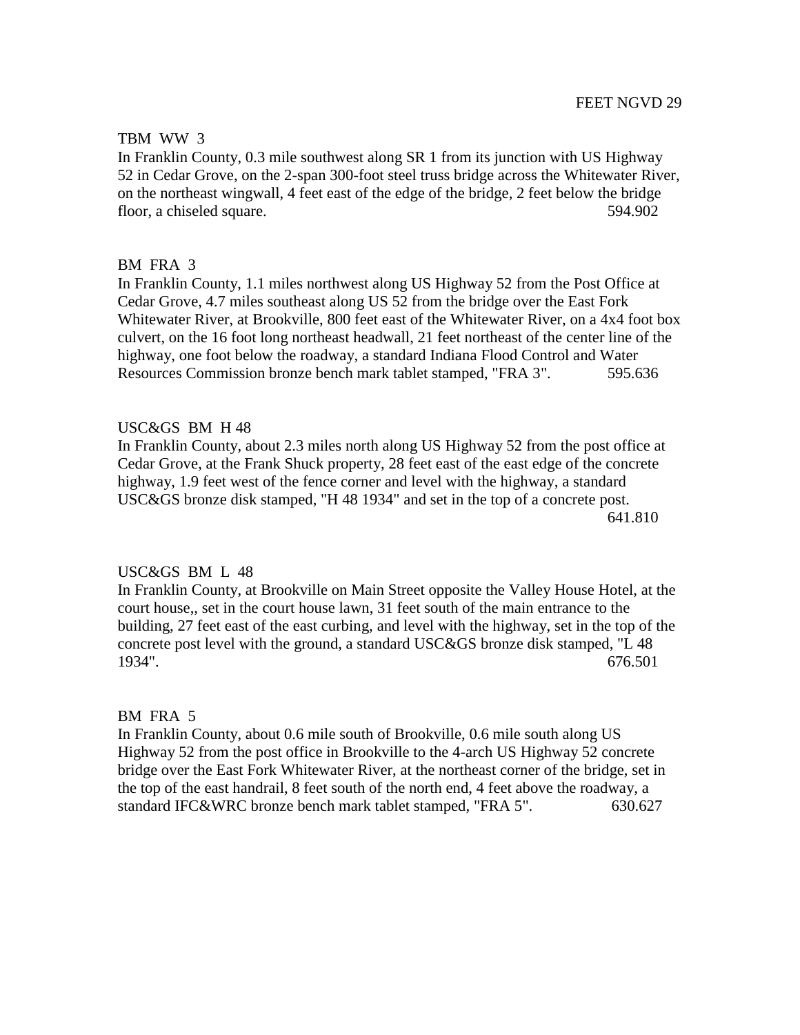FEET NGVD 29

TBM WW 3

In Franklin County, 0.3 mile southwest along SR 1 from its junction with US Highway 52 in Cedar Grove, on the 2-span 300-foot steel truss bridge across the Whitewater River, on the northeast wingwall, 4 feet east of the edge of the bridge, 2 feet below the bridge floor, a chiseled square. 594.902

BM FRA 3

In Franklin County, 1.1 miles northwest along US Highway 52 from the Post Office at Cedar Grove, 4.7 miles southeast along US 52 from the bridge over the East Fork Whitewater River, at Brookville, 800 feet east of the Whitewater River, on a 4x4 foot box culvert, on the 16 foot long northeast headwall, 21 feet northeast of the center line of the highway, one foot below the roadway, a standard Indiana Flood Control and Water Resources Commission bronze bench mark tablet stamped, "FRA 3". 595.636

USC&GS BM H 48

In Franklin County, about 2.3 miles north along US Highway 52 from the post office at Cedar Grove, at the Frank Shuck property, 28 feet east of the east edge of the concrete highway, 1.9 feet west of the fence corner and level with the highway, a standard USC&GS bronze disk stamped, "H 48 1934" and set in the top of a concrete post. 641.810

USC&GS BM L 48

In Franklin County, at Brookville on Main Street opposite the Valley House Hotel, at the court house,, set in the court house lawn, 31 feet south of the main entrance to the building, 27 feet east of the east curbing, and level with the highway, set in the top of the concrete post level with the ground, a standard USC&GS bronze disk stamped, "L 48 1934". 676.501

BM FRA 5

In Franklin County, about 0.6 mile south of Brookville, 0.6 mile south along US Highway 52 from the post office in Brookville to the 4-arch US Highway 52 concrete bridge over the East Fork Whitewater River, at the northeast corner of the bridge, set in the top of the east handrail, 8 feet south of the north end, 4 feet above the roadway, a standard IFC&WRC bronze bench mark tablet stamped, "FRA 5". 630.627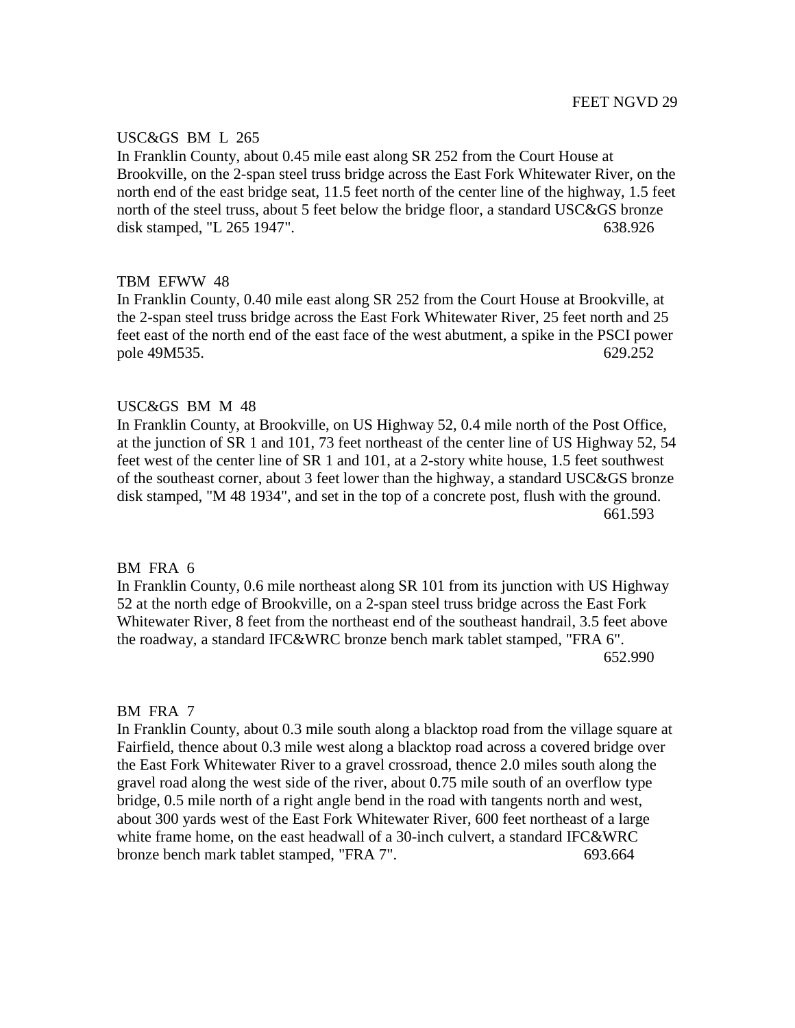FEET NGVD 29

USC&GS BM L 265

In Franklin County, about 0.45 mile east along SR 252 from the Court House at Brookville, on the 2-span steel truss bridge across the East Fork Whitewater River, on the north end of the east bridge seat, 11.5 feet north of the center line of the highway, 1.5 feet north of the steel truss, about 5 feet below the bridge floor, a standard USC&GS bronze disk stamped, "L 265 1947". 638.926

TBM EFWW 48

In Franklin County, 0.40 mile east along SR 252 from the Court House at Brookville, at the 2-span steel truss bridge across the East Fork Whitewater River, 25 feet north and 25 feet east of the north end of the east face of the west abutment, a spike in the PSCI power pole 49M535. 629.252

USC&GS BM M 48

In Franklin County, at Brookville, on US Highway 52, 0.4 mile north of the Post Office, at the junction of SR 1 and 101, 73 feet northeast of the center line of US Highway 52, 54 feet west of the center line of SR 1 and 101, at a 2-story white house, 1.5 feet southwest of the southeast corner, about 3 feet lower than the highway, a standard USC&GS bronze disk stamped, "M 48 1934", and set in the top of a concrete post, flush with the ground. 661.593

BM FRA 6

In Franklin County, 0.6 mile northeast along SR 101 from its junction with US Highway 52 at the north edge of Brookville, on a 2-span steel truss bridge across the East Fork Whitewater River, 8 feet from the northeast end of the southeast handrail, 3.5 feet above the roadway, a standard IFC&WRC bronze bench mark tablet stamped, "FRA 6". 652.990

BM FRA 7

In Franklin County, about 0.3 mile south along a blacktop road from the village square at Fairfield, thence about 0.3 mile west along a blacktop road across a covered bridge over the East Fork Whitewater River to a gravel crossroad, thence 2.0 miles south along the gravel road along the west side of the river, about 0.75 mile south of an overflow type bridge, 0.5 mile north of a right angle bend in the road with tangents north and west, about 300 yards west of the East Fork Whitewater River, 600 feet northeast of a large white frame home, on the east headwall of a 30-inch culvert, a standard IFC&WRC bronze bench mark tablet stamped, "FRA 7". 693.664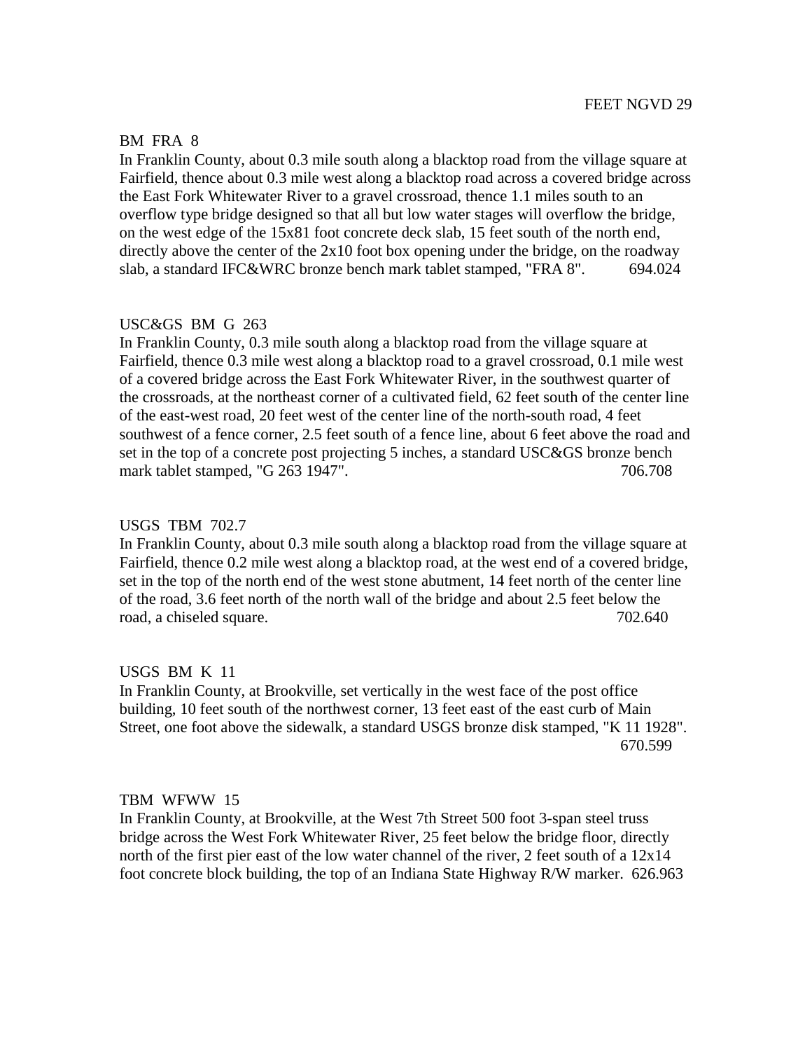FEET NGVD 29

BM FRA 8

In Franklin County, about 0.3 mile south along a blacktop road from the village square at Fairfield, thence about 0.3 mile west along a blacktop road across a covered bridge across the East Fork Whitewater River to a gravel crossroad, thence 1.1 miles south to an overflow type bridge designed so that all but low water stages will overflow the bridge, on the west edge of the 15x81 foot concrete deck slab, 15 feet south of the north end, directly above the center of the 2x10 foot box opening under the bridge, on the roadway slab, a standard IFC&WRC bronze bench mark tablet stamped, "FRA 8". 694.024

USC&GS BM G 263

In Franklin County, 0.3 mile south along a blacktop road from the village square at Fairfield, thence 0.3 mile west along a blacktop road to a gravel crossroad, 0.1 mile west of a covered bridge across the East Fork Whitewater River, in the southwest quarter of the crossroads, at the northeast corner of a cultivated field, 62 feet south of the center line of the east-west road, 20 feet west of the center line of the north-south road, 4 feet southwest of a fence corner, 2.5 feet south of a fence line, about 6 feet above the road and set in the top of a concrete post projecting 5 inches, a standard USC&GS bronze bench mark tablet stamped, "G 263 1947". 706.708

USGS TBM 702.7

In Franklin County, about 0.3 mile south along a blacktop road from the village square at Fairfield, thence 0.2 mile west along a blacktop road, at the west end of a covered bridge, set in the top of the north end of the west stone abutment, 14 feet north of the center line of the road, 3.6 feet north of the north wall of the bridge and about 2.5 feet below the road, a chiseled square. 702.640

USGS BM K 11

In Franklin County, at Brookville, set vertically in the west face of the post office building, 10 feet south of the northwest corner, 13 feet east of the east curb of Main Street, one foot above the sidewalk, a standard USGS bronze disk stamped, "K 11 1928". 670.599

TBM WFWW 15

In Franklin County, at Brookville, at the West 7th Street 500 foot 3-span steel truss bridge across the West Fork Whitewater River, 25 feet below the bridge floor, directly north of the first pier east of the low water channel of the river, 2 feet south of a 12x14 foot concrete block building, the top of an Indiana State Highway R/W marker. 626.963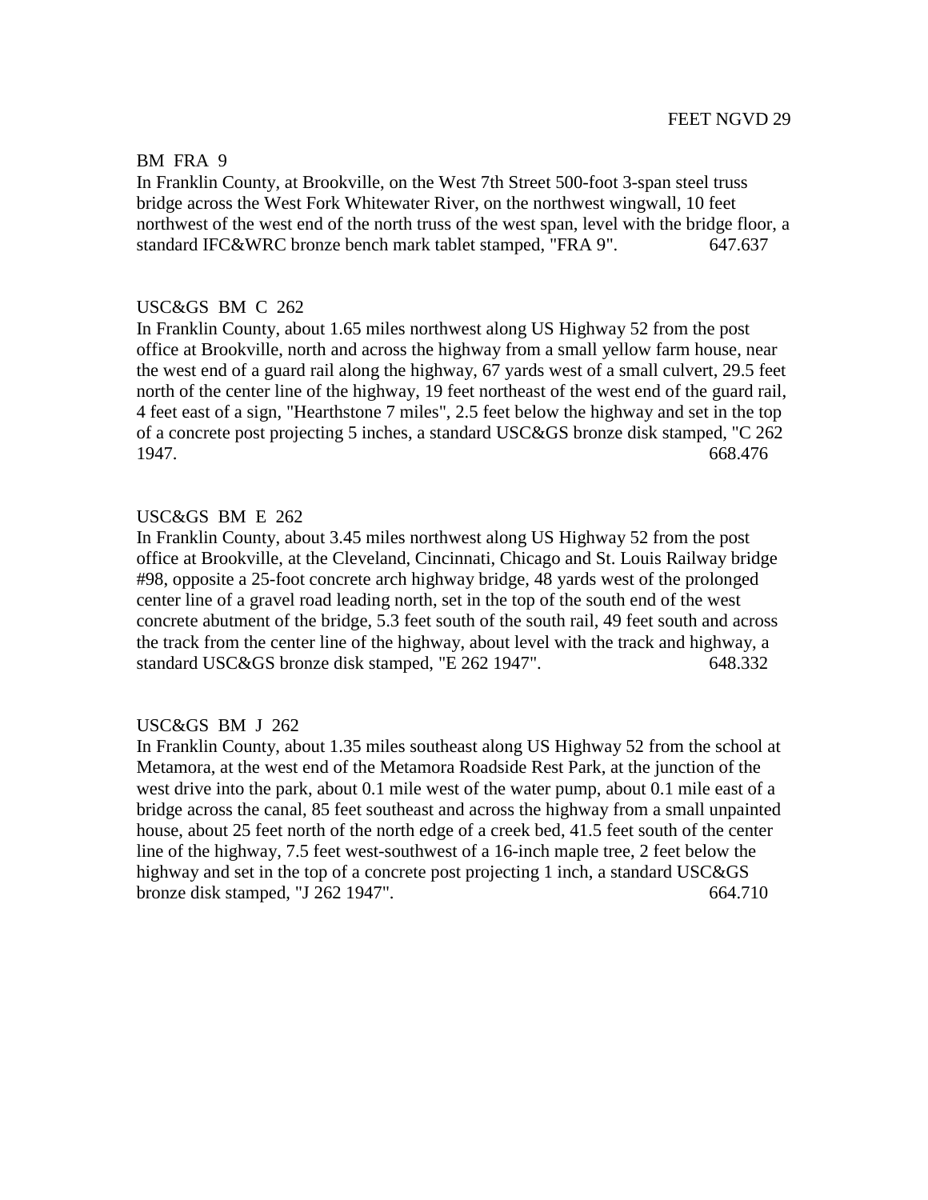FEET NGVD 29

BM FRA 9

In Franklin County, at Brookville, on the West 7th Street 500-foot 3-span steel truss bridge across the West Fork Whitewater River, on the northwest wingwall, 10 feet northwest of the west end of the north truss of the west span, level with the bridge floor, a standard IFC&WRC bronze bench mark tablet stamped, "FRA 9". 647.637

USC&GS BM C 262

In Franklin County, about 1.65 miles northwest along US Highway 52 from the post office at Brookville, north and across the highway from a small yellow farm house, near the west end of a guard rail along the highway, 67 yards west of a small culvert, 29.5 feet north of the center line of the highway, 19 feet northeast of the west end of the guard rail, 4 feet east of a sign, "Hearthstone 7 miles", 2.5 feet below the highway and set in the top of a concrete post projecting 5 inches, a standard USC&GS bronze disk stamped, "C 262 1947. 668.476

USC&GS BM E 262

In Franklin County, about 3.45 miles northwest along US Highway 52 from the post office at Brookville, at the Cleveland, Cincinnati, Chicago and St. Louis Railway bridge #98, opposite a 25-foot concrete arch highway bridge, 48 yards west of the prolonged center line of a gravel road leading north, set in the top of the south end of the west concrete abutment of the bridge, 5.3 feet south of the south rail, 49 feet south and across the track from the center line of the highway, about level with the track and highway, a standard USC&GS bronze disk stamped, "E 262 1947". 648.332

USC&GS BM J 262

In Franklin County, about 1.35 miles southeast along US Highway 52 from the school at Metamora, at the west end of the Metamora Roadside Rest Park, at the junction of the west drive into the park, about 0.1 mile west of the water pump, about 0.1 mile east of a bridge across the canal, 85 feet southeast and across the highway from a small unpainted house, about 25 feet north of the north edge of a creek bed, 41.5 feet south of the center line of the highway, 7.5 feet west-southwest of a 16-inch maple tree, 2 feet below the highway and set in the top of a concrete post projecting 1 inch, a standard USC&GS bronze disk stamped, "J 262 1947". 664.710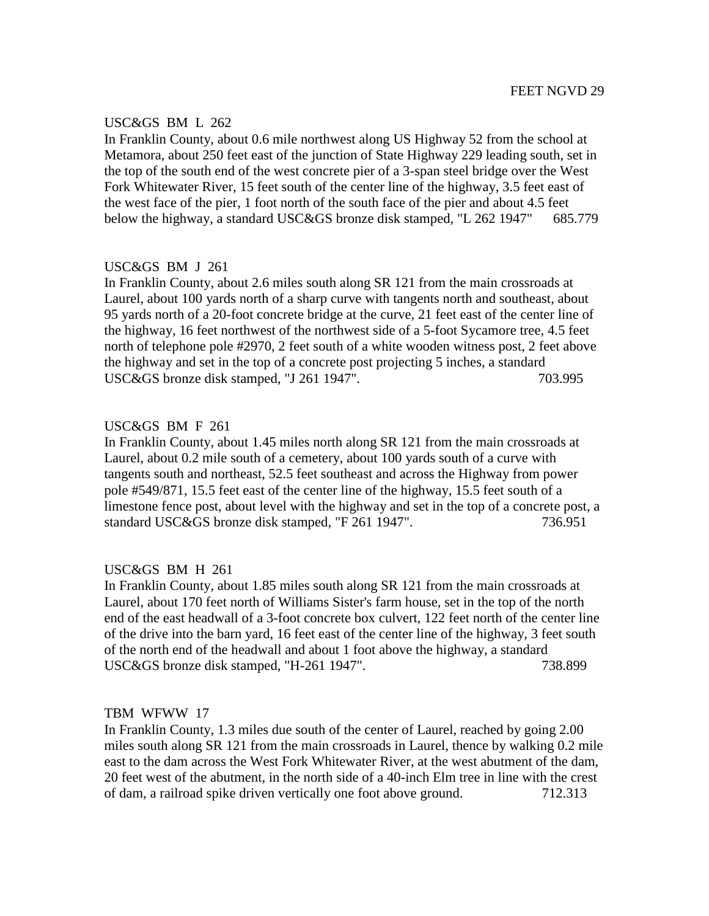FEET NGVD 29

USC&GS BM L 262

In Franklin County, about 0.6 mile northwest along US Highway 52 from the school at Metamora, about 250 feet east of the junction of State Highway 229 leading south, set in the top of the south end of the west concrete pier of a 3-span steel bridge over the West Fork Whitewater River, 15 feet south of the center line of the highway, 3.5 feet east of the west face of the pier, 1 foot north of the south face of the pier and about 4.5 feet below the highway, a standard USC&GS bronze disk stamped, "L 262 1947" 685.779

USC&GS BM J 261

In Franklin County, about 2.6 miles south along SR 121 from the main crossroads at Laurel, about 100 yards north of a sharp curve with tangents north and southeast, about 95 yards north of a 20-foot concrete bridge at the curve, 21 feet east of the center line of the highway, 16 feet northwest of the northwest side of a 5-foot Sycamore tree, 4.5 feet north of telephone pole #2970, 2 feet south of a white wooden witness post, 2 feet above the highway and set in the top of a concrete post projecting 5 inches, a standard USC&GS bronze disk stamped, "J 261 1947". 703.995

USC&GS BM F 261

In Franklin County, about 1.45 miles north along SR 121 from the main crossroads at Laurel, about 0.2 mile south of a cemetery, about 100 yards south of a curve with tangents south and northeast, 52.5 feet southeast and across the Highway from power pole #549/871, 15.5 feet east of the center line of the highway, 15.5 feet south of a limestone fence post, about level with the highway and set in the top of a concrete post, a standard USC&GS bronze disk stamped, "F 261 1947". 736.951

USC&GS BM H 261

In Franklin County, about 1.85 miles south along SR 121 from the main crossroads at Laurel, about 170 feet north of Williams Sister's farm house, set in the top of the north end of the east headwall of a 3-foot concrete box culvert, 122 feet north of the center line of the drive into the barn yard, 16 feet east of the center line of the highway, 3 feet south of the north end of the headwall and about 1 foot above the highway, a standard USC&GS bronze disk stamped, "H-261 1947". 738.899

TBM WFWW 17

In Franklin County, 1.3 miles due south of the center of Laurel, reached by going 2.00 miles south along SR 121 from the main crossroads in Laurel, thence by walking 0.2 mile east to the dam across the West Fork Whitewater River, at the west abutment of the dam, 20 feet west of the abutment, in the north side of a 40-inch Elm tree in line with the crest of dam, a railroad spike driven vertically one foot above ground. 712.313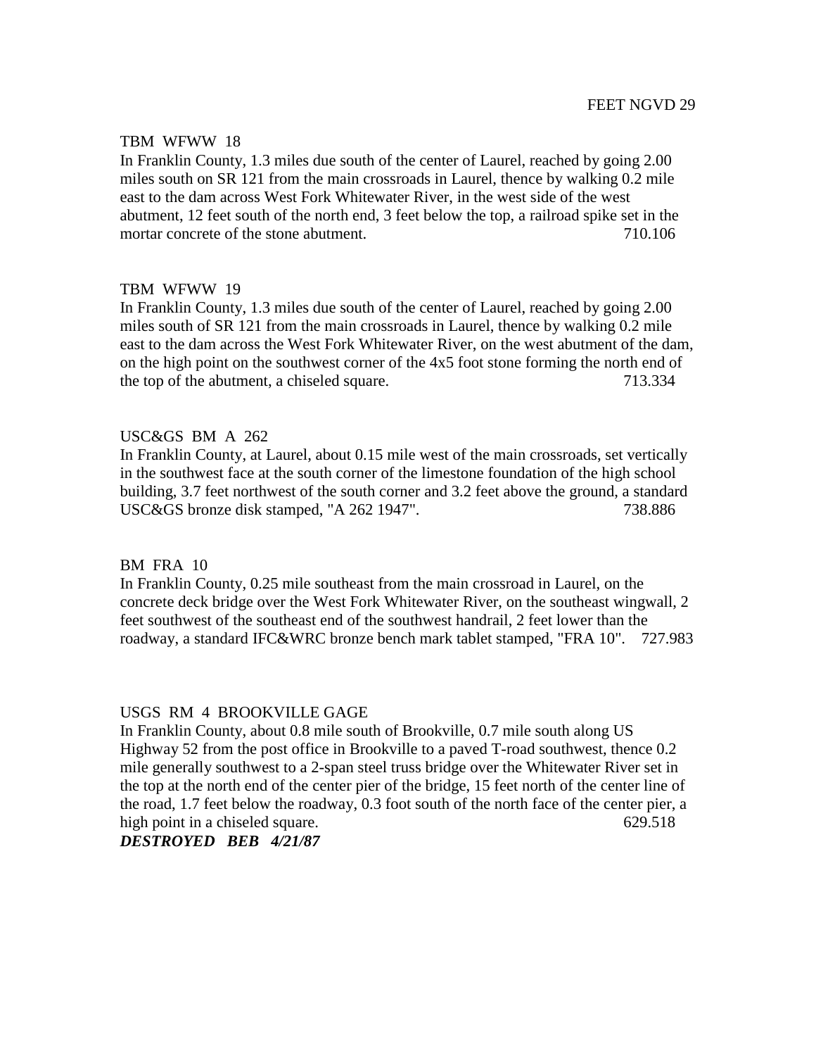FEET NGVD 29

TBM WFWW 18

In Franklin County, 1.3 miles due south of the center of Laurel, reached by going 2.00 miles south on SR 121 from the main crossroads in Laurel, thence by walking 0.2 mile east to the dam across West Fork Whitewater River, in the west side of the west abutment, 12 feet south of the north end, 3 feet below the top, a railroad spike set in the mortar concrete of the stone abutment. 710.106

TBM WFWW 19

In Franklin County, 1.3 miles due south of the center of Laurel, reached by going 2.00 miles south of SR 121 from the main crossroads in Laurel, thence by walking 0.2 mile east to the dam across the West Fork Whitewater River, on the west abutment of the dam, on the high point on the southwest corner of the 4x5 foot stone forming the north end of the top of the abutment, a chiseled square. 713.334

USC&GS BM A 262

In Franklin County, at Laurel, about 0.15 mile west of the main crossroads, set vertically in the southwest face at the south corner of the limestone foundation of the high school building, 3.7 feet northwest of the south corner and 3.2 feet above the ground, a standard USC&GS bronze disk stamped, "A 262 1947". 738.886

BM FRA 10

In Franklin County, 0.25 mile southeast from the main crossroad in Laurel, on the concrete deck bridge over the West Fork Whitewater River, on the southeast wingwall, 2 feet southwest of the southeast end of the southwest handrail, 2 feet lower than the roadway, a standard IFC&WRC bronze bench mark tablet stamped, "FRA 10". 727.983

USGS RM 4 BROOKVILLE GAGE

In Franklin County, about 0.8 mile south of Brookville, 0.7 mile south along US Highway 52 from the post office in Brookville to a paved T-road southwest, thence 0.2 mile generally southwest to a 2-span steel truss bridge over the Whitewater River set in the top at the north end of the center pier of the bridge, 15 feet north of the center line of the road, 1.7 feet below the roadway, 0.3 foot south of the north face of the center pier, a high point in a chiseled square. 629.518

***DESTROYED BEB 4/21/87***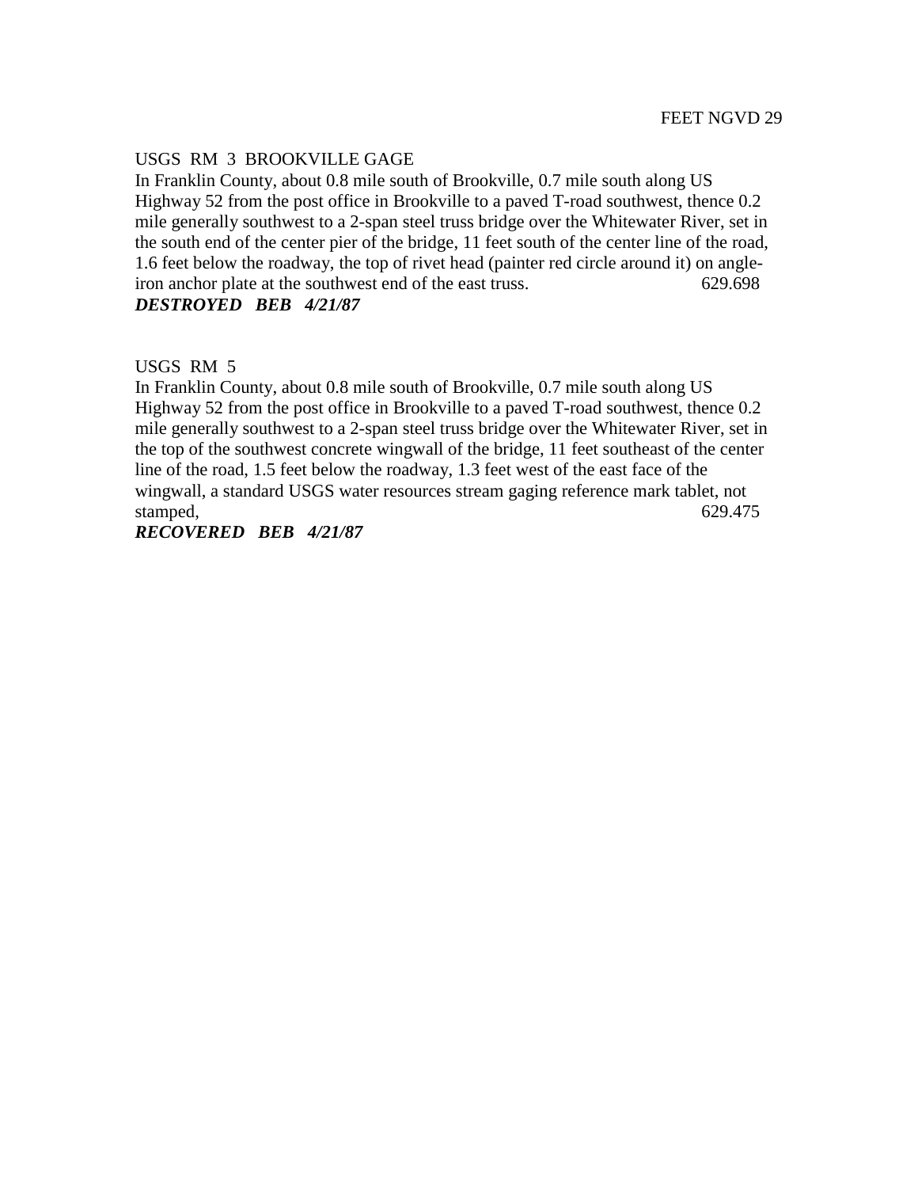FEET NGVD 29

USGS RM 3 BROOKVILLE GAGE

In Franklin County, about 0.8 mile south of Brookville, 0.7 mile south along US Highway 52 from the post office in Brookville to a paved T-road southwest, thence 0.2 mile generally southwest to a 2-span steel truss bridge over the Whitewater River, set in the south end of the center pier of the bridge, 11 feet south of the center line of the road, 1.6 feet below the roadway, the top of rivet head (painter red circle around it) on angle-iron anchor plate at the southwest end of the east truss. 629.698

***DESTROYED BEB 4/21/87***

USGS RM 5

In Franklin County, about 0.8 mile south of Brookville, 0.7 mile south along US Highway 52 from the post office in Brookville to a paved T-road southwest, thence 0.2 mile generally southwest to a 2-span steel truss bridge over the Whitewater River, set in the top of the southwest concrete wingwall of the bridge, 11 feet southeast of the center line of the road, 1.5 feet below the roadway, 1.3 feet west of the east face of the wingwall, a standard USGS water resources stream gaging reference mark tablet, not stamped, 629.475

***RECOVERED BEB 4/21/87***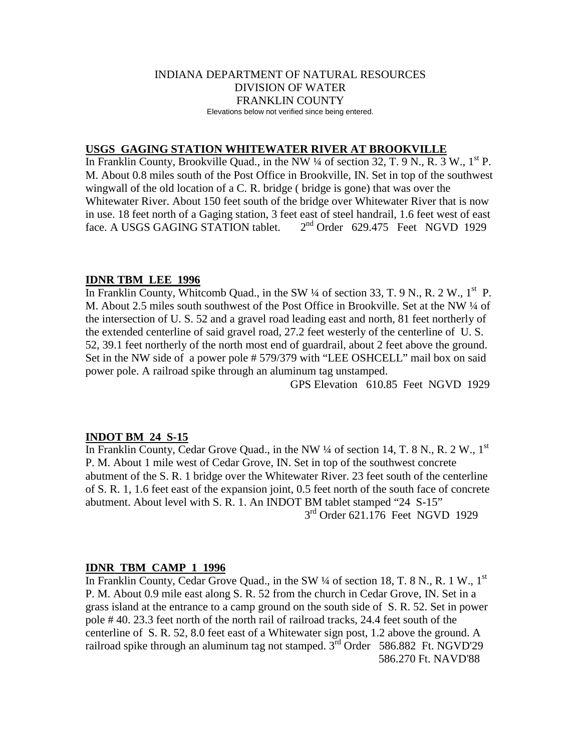INDIANA DEPARTMENT OF NATURAL RESOURCES
DIVISION OF WATER
FRANKLIN COUNTY
Elevations below not verified since being entered.

**USGS GAGING STATION WHITEWATER RIVER AT BROOKVILLE**

In Franklin County, Brookville Quad., in the NW ¼ of section 32, T. 9 N., R. 3 W., 1st P. M. About 0.8 miles south of the Post Office in Brookville, IN. Set in top of the southwest wingwall of the old location of a C. R. bridge ( bridge is gone) that was over the Whitewater River. About 150 feet south of the bridge over Whitewater River that is now in use. 18 feet north of a Gaging station, 3 feet east of steel handrail, 1.6 feet west of east face. A USGS GAGING STATION tablet. 2nd Order 629.475 Feet NGVD 1929

**IDNR TBM LEE 1996**

In Franklin County, Whitcomb Quad., in the SW ¼ of section 33, T. 9 N., R. 2 W., 1st P. M. About 2.5 miles south southwest of the Post Office in Brookville. Set at the NW ¼ of the intersection of U. S. 52 and a gravel road leading east and north, 81 feet northerly of the extended centerline of said gravel road, 27.2 feet westerly of the centerline of U. S. 52, 39.1 feet northerly of the north most end of guardrail, about 2 feet above the ground. Set in the NW side of a power pole # 579/379 with "LEE OSHCELL" mail box on said power pole. A railroad spike through an aluminum tag unstamped.

GPS Elevation 610.85 Feet NGVD 1929

**INDOT BM 24 S-15**

In Franklin County, Cedar Grove Quad., in the NW ¼ of section 14, T. 8 N., R. 2 W., 1st P. M. About 1 mile west of Cedar Grove, IN. Set in top of the southwest concrete abutment of the S. R. 1 bridge over the Whitewater River. 23 feet south of the centerline of S. R. 1, 1.6 feet east of the expansion joint, 0.5 feet north of the south face of concrete abutment. About level with S. R. 1. An INDOT BM tablet stamped "24 S-15"

3rd Order 621.176 Feet NGVD 1929

**IDNR TBM CAMP 1 1996**

In Franklin County, Cedar Grove Quad., in the SW ¼ of section 18, T. 8 N., R. 1 W., 1st P. M. About 0.9 mile east along S. R. 52 from the church in Cedar Grove, IN. Set in a grass island at the entrance to a camp ground on the south side of S. R. 52. Set in power pole # 40. 23.3 feet north of the north rail of railroad tracks, 24.4 feet south of the centerline of S. R. 52, 8.0 feet east of a Whitewater sign post, 1.2 above the ground. A railroad spike through an aluminum tag not stamped. 3rd Order 586.882 Ft. NGVD'29

586.270 Ft. NAVD'88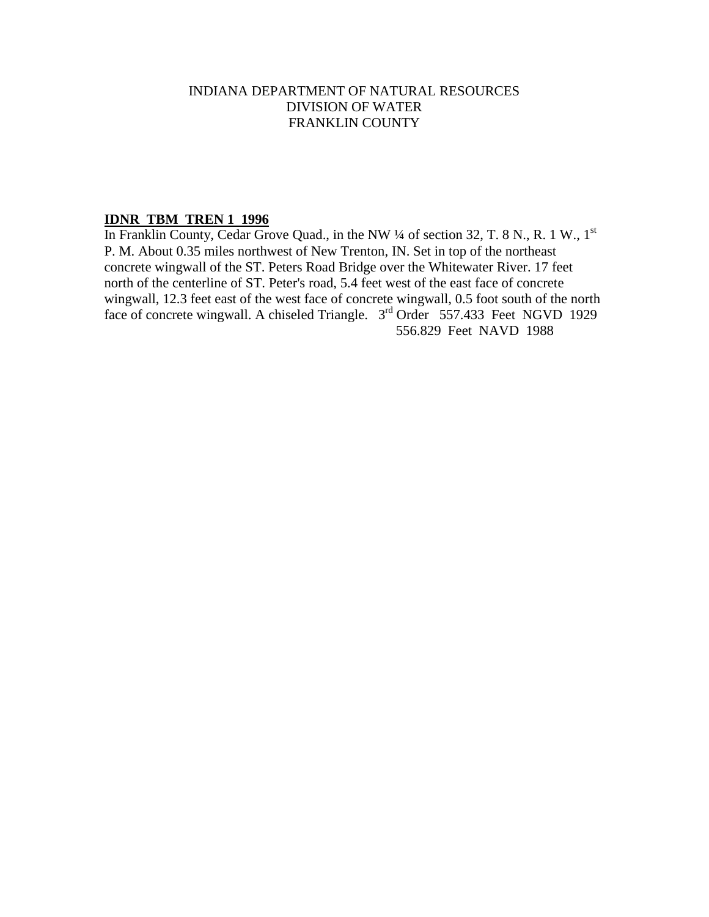INDIANA DEPARTMENT OF NATURAL RESOURCES
DIVISION OF WATER
FRANKLIN COUNTY

**IDNR TBM TREN 1 1996**

In Franklin County, Cedar Grove Quad., in the NW ¼ of section 32, T. 8 N., R. 1 W., 1st P. M. About 0.35 miles northwest of New Trenton, IN. Set in top of the northeast concrete wingwall of the ST. Peters Road Bridge over the Whitewater River. 17 feet north of the centerline of ST. Peter's road, 5.4 feet west of the east face of concrete wingwall, 12.3 feet east of the west face of concrete wingwall, 0.5 foot south of the north face of concrete wingwall. A chiseled Triangle. 3rd Order 557.433 Feet NGVD 1929
556.829 Feet NAVD 1988